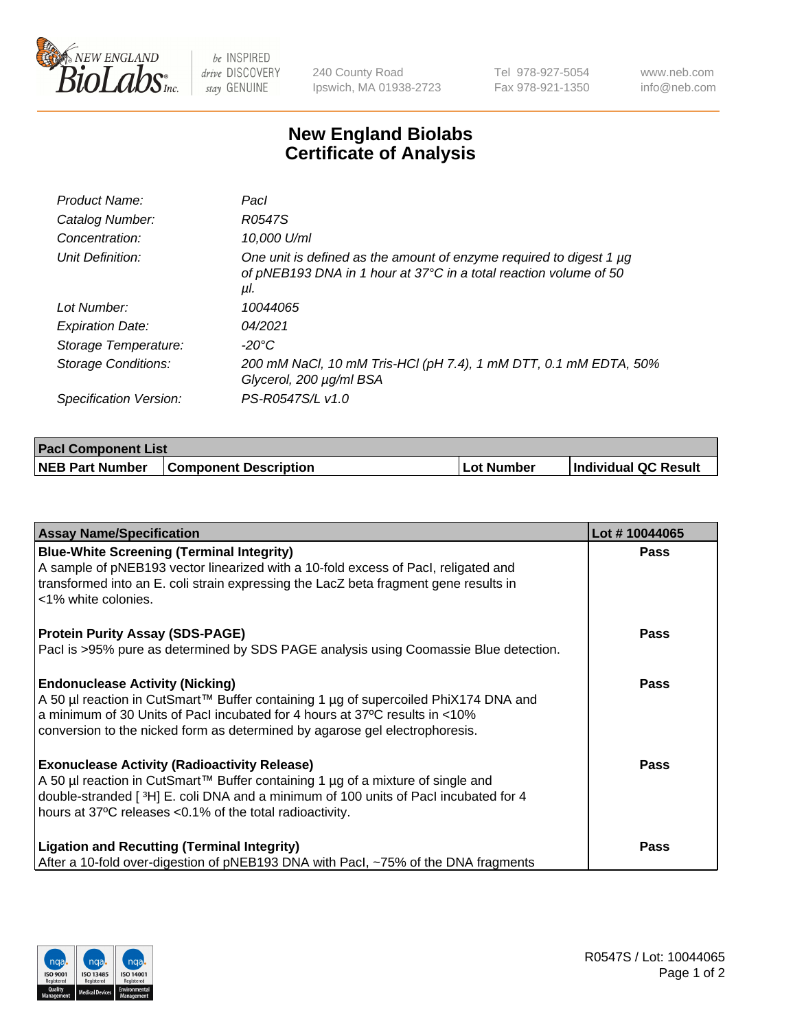# New England Biolabs Certificate of Analysis

| | |
|---|---|
| *Product Name:* | *PacI* |
| *Catalog Number:* | *R0547S* |
| *Concentration:* | *10,000 U/ml* |
| *Unit Definition:* | *One unit is defined as the amount of enzyme required to digest 1 µg of pNEB193 DNA in 1 hour at 37°C in a total reaction volume of 50 µl.* |
| *Lot Number:* | *10044065* |
| *Expiration Date:* | *04/2021* |
| *Storage Temperature:* | *-20°C* |
| *Storage Conditions:* | *200 mM NaCl, 10 mM Tris-HCl (pH 7.4), 1 mM DTT, 0.1 mM EDTA, 50% Glycerol, 200 µg/ml BSA* |
| *Specification Version:* | *PS-R0547S/L v1.0* |

| PacI Component List | | | |
|---|---|---|---|
| **NEB Part Number** | **Component Description** | **Lot Number** | **Individual QC Result** |

| Assay Name/Specification | Lot # 10044065 |
|---|---|
| **Blue-White Screening (Terminal Integrity)** A sample of pNEB193 vector linearized with a 10-fold excess of PacI, religated and transformed into an E. coli strain expressing the LacZ beta fragment gene results in <1% white colonies. | **Pass** |
| **Protein Purity Assay (SDS-PAGE)** PacI is >95% pure as determined by SDS PAGE analysis using Coomassie Blue detection. | **Pass** |
| **Endonuclease Activity (Nicking)** A 50 µl reaction in CutSmart™ Buffer containing 1 µg of supercoiled PhiX174 DNA and a minimum of 30 Units of PacI incubated for 4 hours at 37ºC results in <10% conversion to the nicked form as determined by agarose gel electrophoresis. | **Pass** |
| **Exonuclease Activity (Radioactivity Release)** A 50 µl reaction in CutSmart™ Buffer containing 1 µg of a mixture of single and double-stranded [ $^3$H] E. coli DNA and a minimum of 100 units of PacI incubated for 4 hours at 37ºC releases <0.1% of the total radioactivity. | **Pass** |
| **Ligation and Recutting (Terminal Integrity)** After a 10-fold over-digestion of pNEB193 DNA with PacI, ~75% of the DNA fragments | **Pass** |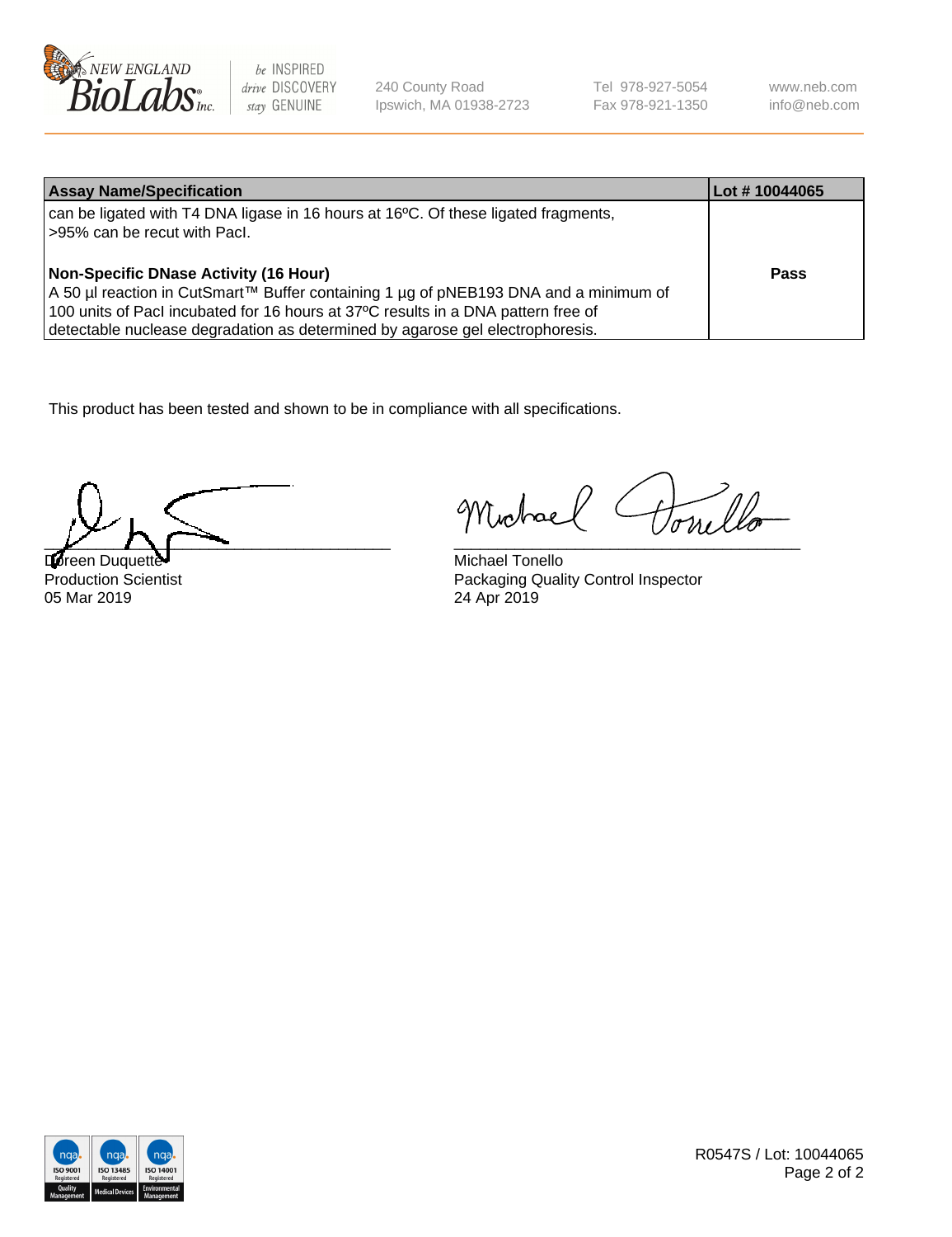| Assay Name/Specification | Lot # 10044065 |
| --- | --- |
| can be ligated with T4 DNA ligase in 16 hours at 16ºC. Of these ligated fragments, >95% can be recut with PacI. | |
| **Non-Specific DNase Activity (16 Hour)**<br>A 50 µl reaction in CutSmart™ Buffer containing 1 µg of pNEB193 DNA and a minimum of 100 units of PacI incubated for 16 hours at 37ºC results in a DNA pattern free of detectable nuclease degradation as determined by agarose gel electrophoresis. | **Pass** |

This product has been tested and shown to be in compliance with all specifications.

Doreen Duquette
Production Scientist
05 Mar 2019

Michael Tonello
Packaging Quality Control Inspector
24 Apr 2019

R0547S / Lot: 10044065